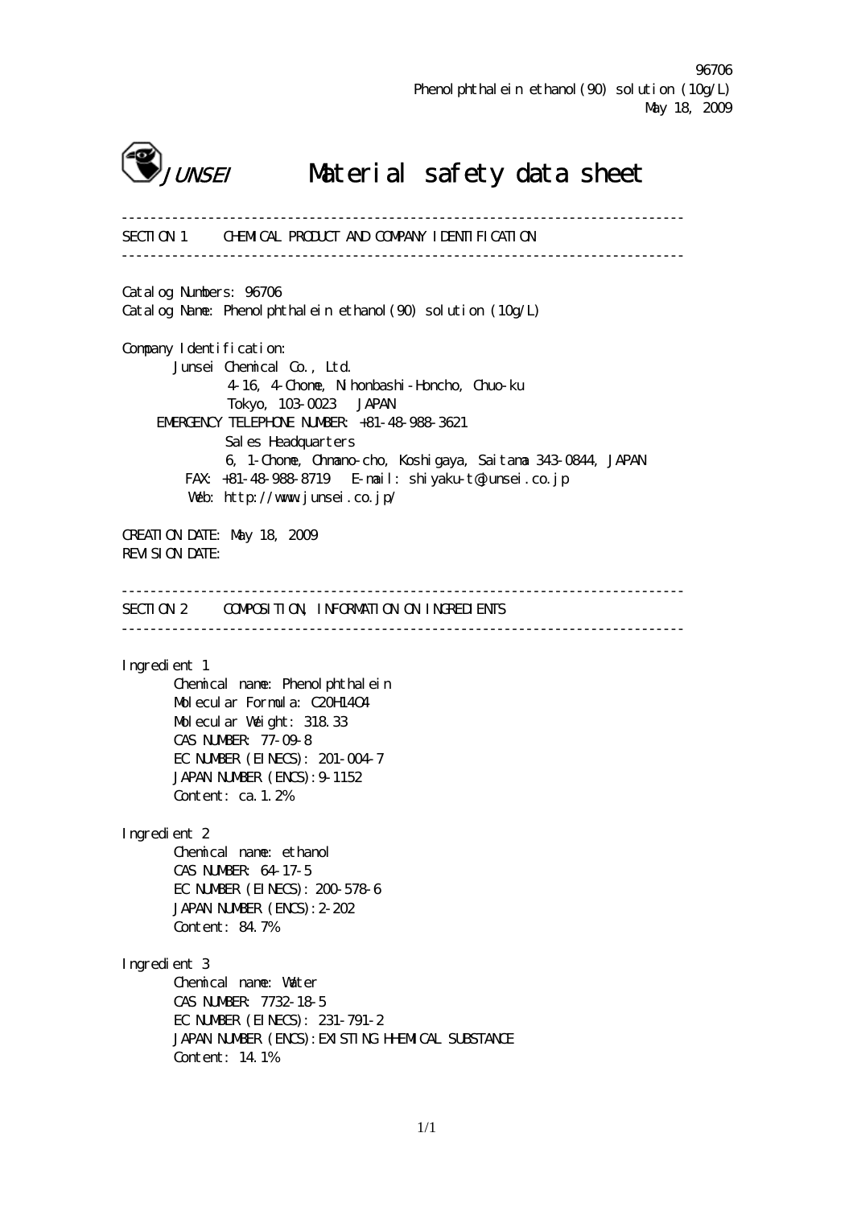96706
Phenolphthalein ethanol(90) solution (10g/L)
May 18, 2009

JUNSEI

# Material safety data sheet

---

## SECTION 1 CHEMICAL PRODUCT AND COMPANY IDENTIFICATION

---

Catalog Numbers: 96706
Catalog Name: Phenolphthalein ethanol(90) solution (10g/L)

Company Identification:
Junsei Chemical Co., Ltd.
4-16, 4-Chome, Nihonbashi-Honcho, Chuo-ku
Tokyo, 103-0023 JAPAN
EMERGENCY TELEPHONE NUMBER: +81-48-988-3621
Sales Headquarters
6, 1-Chome, Ohmano-cho, Koshigaya, Saitama 343-0844, JAPAN
FAX: +81-48-988-8719 E-mail: shiyaku-t@junsei.co.jp
Web: http://www.junsei.co.jp/

CREATION DATE: May 18, 2009
REVISION DATE:

---

## SECTION 2 COMPOSITION, INFORMATION ON INGREDIENTS

---

Ingredient 1
Chemical name: Phenolphthalein
Molecular Formula: $C_{20}H_{14}O_4$
Molecular Weight: 318.33
CAS NUMBER: 77-09-8
EC NUMBER (EINECS): 201-004-7
JAPAN NUMBER (ENCS):9-1152
Content: ca.1.2%

Ingredient 2
Chemical name: ethanol
CAS NUMBER: 64-17-5
EC NUMBER (EINECS): 200-578-6
JAPAN NUMBER (ENCS):2-202
Content: 84.7%

Ingredient 3
Chemical name: Water
CAS NUMBER: 7732-18-5
EC NUMBER (EINECS): 231-791-2
JAPAN NUMBER (ENCS):EXISTING HHEMICAL SUBSTANCE
Content: 14.1%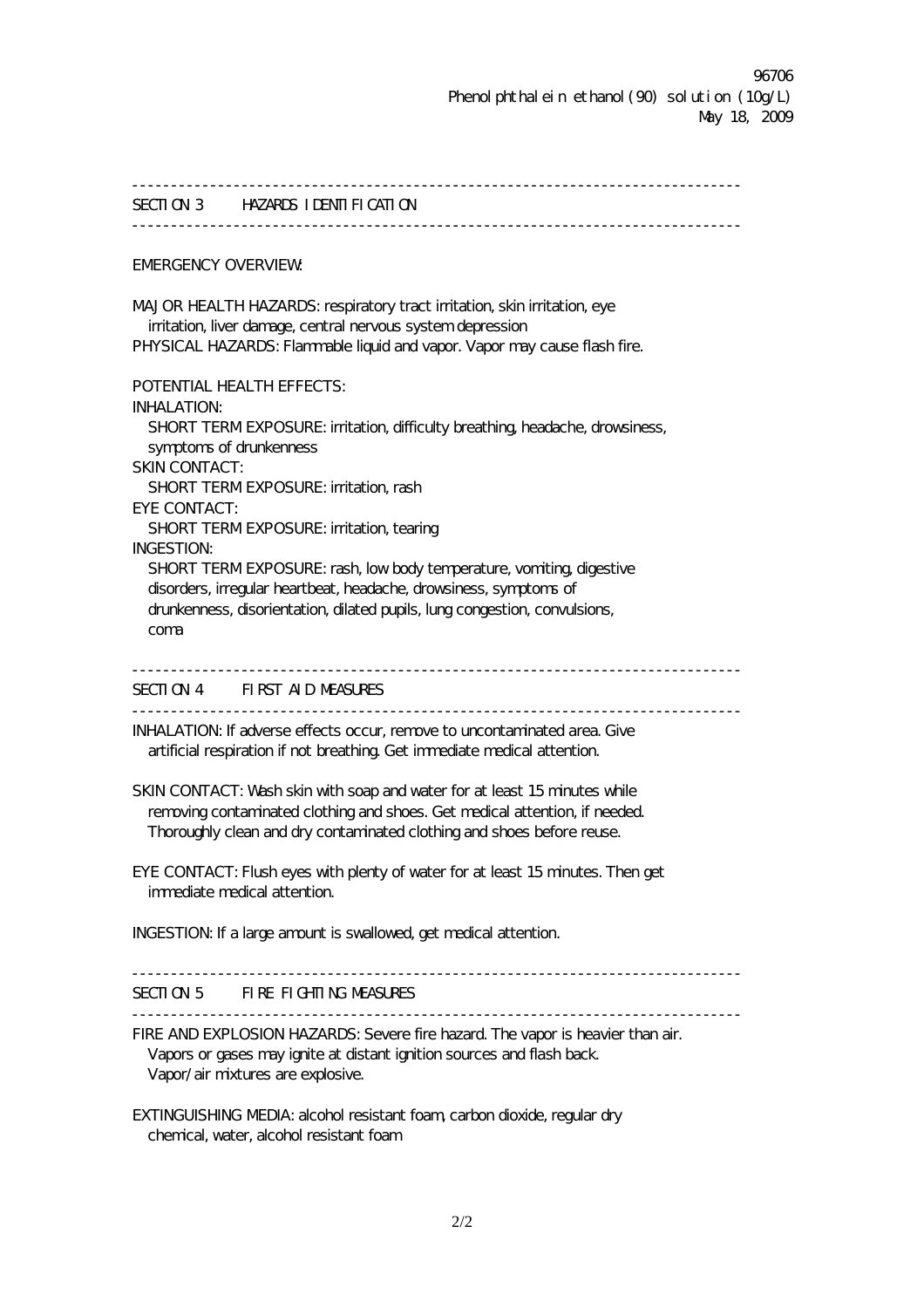## SECTION 3 HAZARDS IDENTIFICATION

EMERGENCY OVERVIEW:

MAJOR HEALTH HAZARDS: respiratory tract irritation, skin irritation, eye irritation, liver damage, central nervous system depression
PHYSICAL HAZARDS: Flammable liquid and vapor. Vapor may cause flash fire.

POTENTIAL HEALTH EFFECTS:
INHALATION:
SHORT TERM EXPOSURE: irritation, difficulty breathing, headache, drowsiness, symptoms of drunkenness
SKIN CONTACT:
SHORT TERM EXPOSURE: irritation, rash
EYE CONTACT:
SHORT TERM EXPOSURE: irritation, tearing
INGESTION:
SHORT TERM EXPOSURE: rash, low body temperature, vomiting, digestive disorders, irregular heartbeat, headache, drowsiness, symptoms of drunkenness, disorientation, dilated pupils, lung congestion, convulsions, coma

## SECTION 4 FIRST AID MEASURES

INHALATION: If adverse effects occur, remove to uncontaminated area. Give artificial respiration if not breathing. Get immediate medical attention.

SKIN CONTACT: Wash skin with soap and water for at least 15 minutes while removing contaminated clothing and shoes. Get medical attention, if needed. Thoroughly clean and dry contaminated clothing and shoes before reuse.

EYE CONTACT: Flush eyes with plenty of water for at least 15 minutes. Then get immediate medical attention.

INGESTION: If a large amount is swallowed, get medical attention.

## SECTION 5 FIRE FIGHTING MEASURES

FIRE AND EXPLOSION HAZARDS: Severe fire hazard. The vapor is heavier than air. Vapors or gases may ignite at distant ignition sources and flash back. Vapor/air mixtures are explosive.

EXTINGUISHING MEDIA: alcohol resistant foam, carbon dioxide, regular dry chemical, water, alcohol resistant foam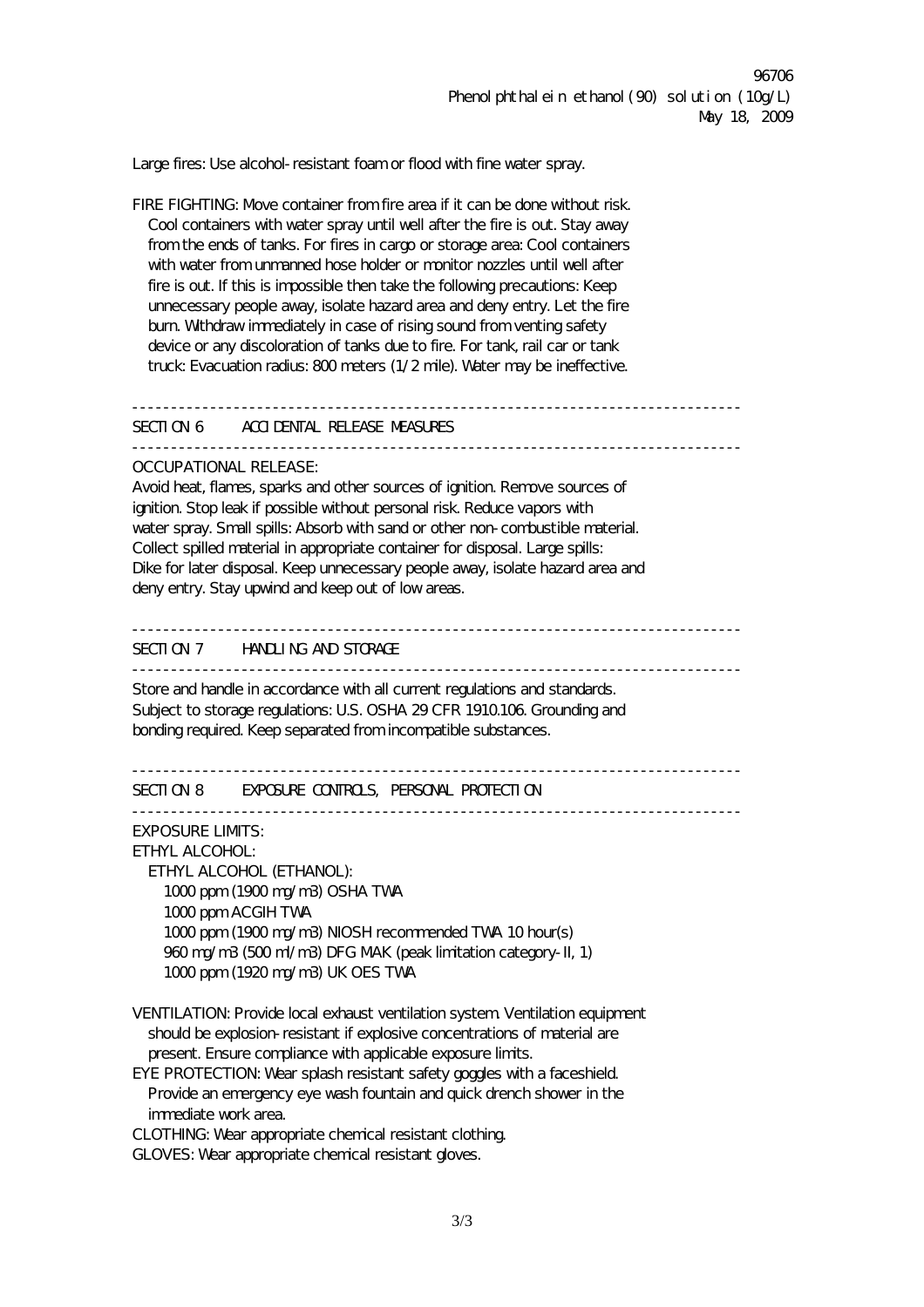Large fires: Use alcohol-resistant foam or flood with fine water spray.

FIRE FIGHTING: Move container from fire area if it can be done without risk. Cool containers with water spray until well after the fire is out. Stay away from the ends of tanks. For fires in cargo or storage area: Cool containers with water from unmanned hose holder or monitor nozzles until well after fire is out. If this is impossible then take the following precautions: Keep unnecessary people away, isolate hazard area and deny entry. Let the fire burn. Withdraw immediately in case of rising sound from venting safety device or any discoloration of tanks due to fire. For tank, rail car or tank truck: Evacuation radius: 800 meters (1/2 mile). Water may be ineffective.

## SECTION 6 ACCIDENTAL RELEASE MEASURES

OCCUPATIONAL RELEASE:
Avoid heat, flames, sparks and other sources of ignition. Remove sources of ignition. Stop leak if possible without personal risk. Reduce vapors with water spray. Small spills: Absorb with sand or other non-combustible material. Collect spilled material in appropriate container for disposal. Large spills: Dike for later disposal. Keep unnecessary people away, isolate hazard area and deny entry. Stay upwind and keep out of low areas.

## SECTION 7 HANDLING AND STORAGE

Store and handle in accordance with all current regulations and standards. Subject to storage regulations: U.S. OSHA 29 CFR 1910.106. Grounding and bonding required. Keep separated from incompatible substances.

## SECTION 8 EXPOSURE CONTROLS, PERSONAL PROTECTION

EXPOSURE LIMITS:
ETHYL ALCOHOL:
ETHYL ALCOHOL (ETHANOL):
- 1000 ppm (1900 mg/m3) OSHA TWA
- 1000 ppm ACGIH TWA
- 1000 ppm (1900 mg/m3) NIOSH recommended TWA 10 hour(s)
- 960 mg/m3 (500 ml/m3) DFG MAK (peak limitation category-II, 1)
- 1000 ppm (1920 mg/m3) UK OES TWA

VENTILATION: Provide local exhaust ventilation system. Ventilation equipment should be explosion-resistant if explosive concentrations of material are present. Ensure compliance with applicable exposure limits.

EYE PROTECTION: Wear splash resistant safety goggles with a faceshield. Provide an emergency eye wash fountain and quick drench shower in the immediate work area.

CLOTHING: Wear appropriate chemical resistant clothing.

GLOVES: Wear appropriate chemical resistant gloves.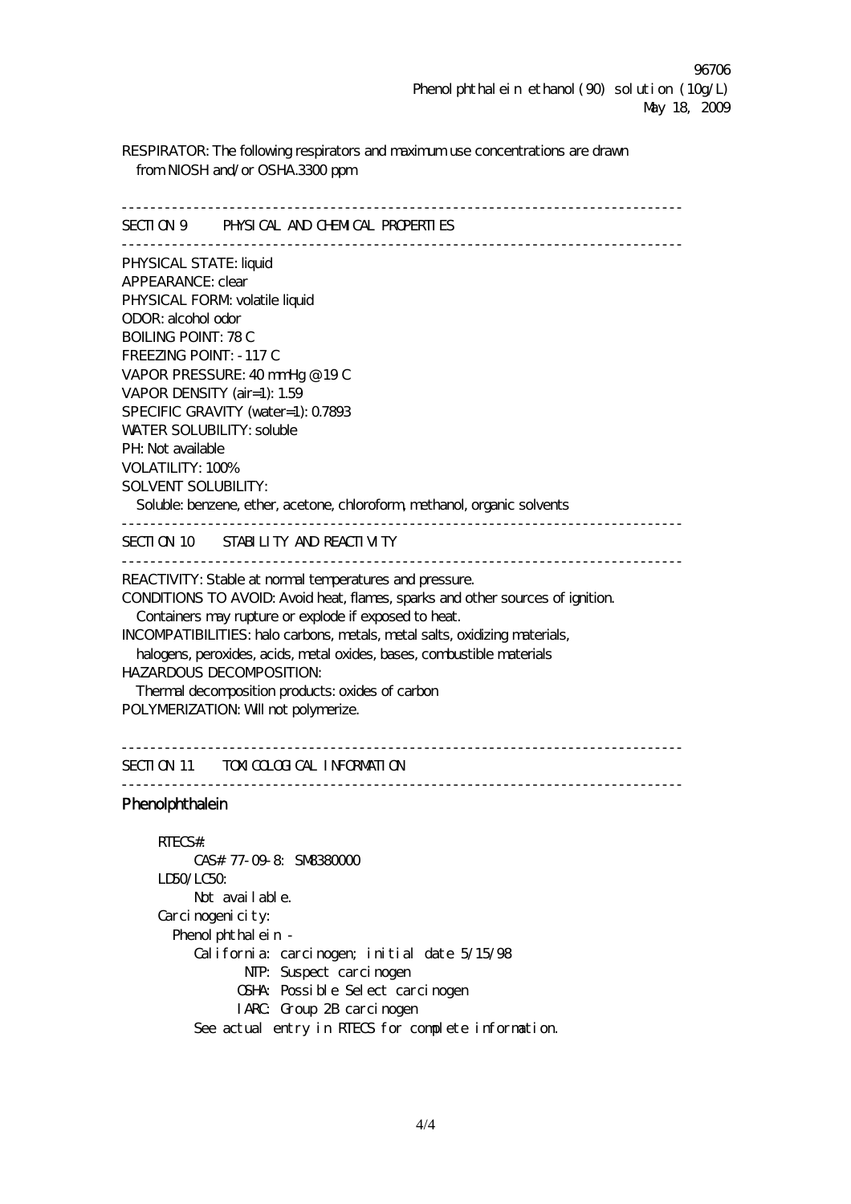RESPIRATOR: The following respirators and maximum use concentrations are drawn from NIOSH and/or OSHA.3300 ppm

---

## SECTION 9 PHYSICAL AND CHEMICAL PROPERTIES

---

PHYSICAL STATE: liquid
APPEARANCE: clear
PHYSICAL FORM: volatile liquid
ODOR: alcohol odor
BOILING POINT: 78 C
FREEZING POINT: -117 C
VAPOR PRESSURE: 40 mmHg @ 19 C
VAPOR DENSITY (air=1): 1.59
SPECIFIC GRAVITY (water=1): 0.7893
WATER SOLUBILITY: soluble
PH: Not available
VOLATILITY: 100%
SOLVENT SOLUBILITY:
Soluble: benzene, ether, acetone, chloroform, methanol, organic solvents

---

## SECTION 10 STABILITY AND REACTIVITY

---

REACTIVITY: Stable at normal temperatures and pressure.
CONDITIONS TO AVOID: Avoid heat, flames, sparks and other sources of ignition.
Containers may rupture or explode if exposed to heat.
INCOMPATIBILITIES: halo carbons, metals, metal salts, oxidizing materials, halogens, peroxides, acids, metal oxides, bases, combustible materials
HAZARDOUS DECOMPOSITION:
Thermal decomposition products: oxides of carbon
POLYMERIZATION: Will not polymerize.

---

## SECTION 11 TOXICOLOGICAL INFORMATION

---

### Phenolphthalein

RTECS#:
CAS# 77-09-8: SM8380000
LD50/LC50:
Not available.
Carcinogenicity:
Phenolphthalein -
California: carcinogen; initial date 5/15/98
NTP: Suspect carcinogen
OSHA: Possible Select carcinogen
IARC: Group 2B carcinogen
See actual entry in RTECS for complete information.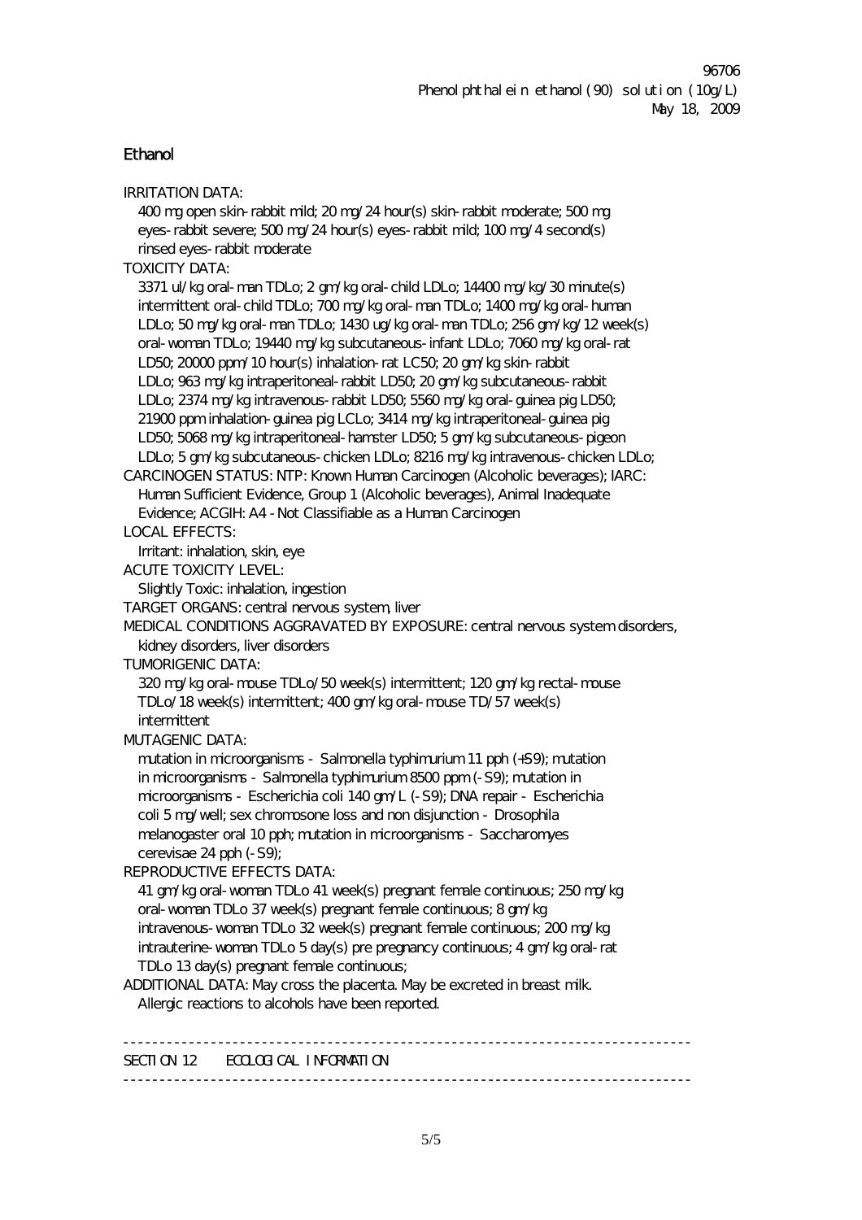## Ethanol

IRRITATION DATA:
400 mg open skin-rabbit mild; 20 mg/24 hour(s) skin-rabbit moderate; 500 mg eyes-rabbit severe; 500 mg/24 hour(s) eyes-rabbit mild; 100 mg/4 second(s) rinsed eyes-rabbit moderate

TOXICITY DATA:
3371 ul/kg oral-man TDLo; 2 gm/kg oral-child LDLo; 14400 mg/kg/30 minute(s) intermittent oral-child TDLo; 700 mg/kg oral-man TDLo; 1400 mg/kg oral-human LDLo; 50 mg/kg oral-man TDLo; 1430 ug/kg oral-man TDLo; 256 gm/kg/12 week(s) oral-woman TDLo; 19440 mg/kg subcutaneous-infant LDLo; 7060 mg/kg oral-rat LD50; 20000 ppm/10 hour(s) inhalation-rat LC50; 20 gm/kg skin-rabbit LDLo; 963 mg/kg intraperitoneal-rabbit LD50; 20 gm/kg subcutaneous-rabbit LDLo; 2374 mg/kg intravenous-rabbit LD50; 5560 mg/kg oral-guinea pig LD50; 21900 ppm inhalation-guinea pig LCLo; 3414 mg/kg intraperitoneal-guinea pig LD50; 5068 mg/kg intraperitoneal-hamster LD50; 5 gm/kg subcutaneous-pigeon LDLo; 5 gm/kg subcutaneous-chicken LDLo; 8216 mg/kg intravenous-chicken LDLo;

CARCINOGEN STATUS: NTP: Known Human Carcinogen (Alcoholic beverages); IARC: Human Sufficient Evidence, Group 1 (Alcoholic beverages), Animal Inadequate Evidence; ACGIH: A4 -Not Classifiable as a Human Carcinogen

LOCAL EFFECTS:
Irritant: inhalation, skin, eye

ACUTE TOXICITY LEVEL:
Slightly Toxic: inhalation, ingestion

TARGET ORGANS: central nervous system, liver

MEDICAL CONDITIONS AGGRAVATED BY EXPOSURE: central nervous system disorders, kidney disorders, liver disorders

TUMORIGENIC DATA:
320 mg/kg oral-mouse TDLo/50 week(s) intermittent; 120 gm/kg rectal-mouse TDLo/18 week(s) intermittent; 400 gm/kg oral-mouse TD/57 week(s) intermittent

MUTAGENIC DATA:
mutation in microorganisms - Salmonella typhimurium 11 pph (+S9); mutation in microorganisms - Salmonella typhimurium 8500 ppm (-S9); mutation in microorganisms - Escherichia coli 140 gm/L (-S9); DNA repair - Escherichia coli 5 mg/well; sex chromosome loss and non disjunction - Drosophila melanogaster oral 10 pph; mutation in microorganisms - Saccharomyes cerevisae 24 pph (-S9);

REPRODUCTIVE EFFECTS DATA:
41 gm/kg oral-woman TDLo 41 week(s) pregnant female continuous; 250 mg/kg oral-woman TDLo 37 week(s) pregnant female continuous; 8 gm/kg intravenous-woman TDLo 32 week(s) pregnant female continuous; 200 mg/kg intrauterine-woman TDLo 5 day(s) pre pregnancy continuous; 4 gm/kg oral-rat TDLo 13 day(s) pregnant female continuous;

ADDITIONAL DATA: May cross the placenta. May be excreted in breast milk. Allergic reactions to alcohols have been reported.

---

## SECTION 12 ECOLOGICAL INFORMATION

---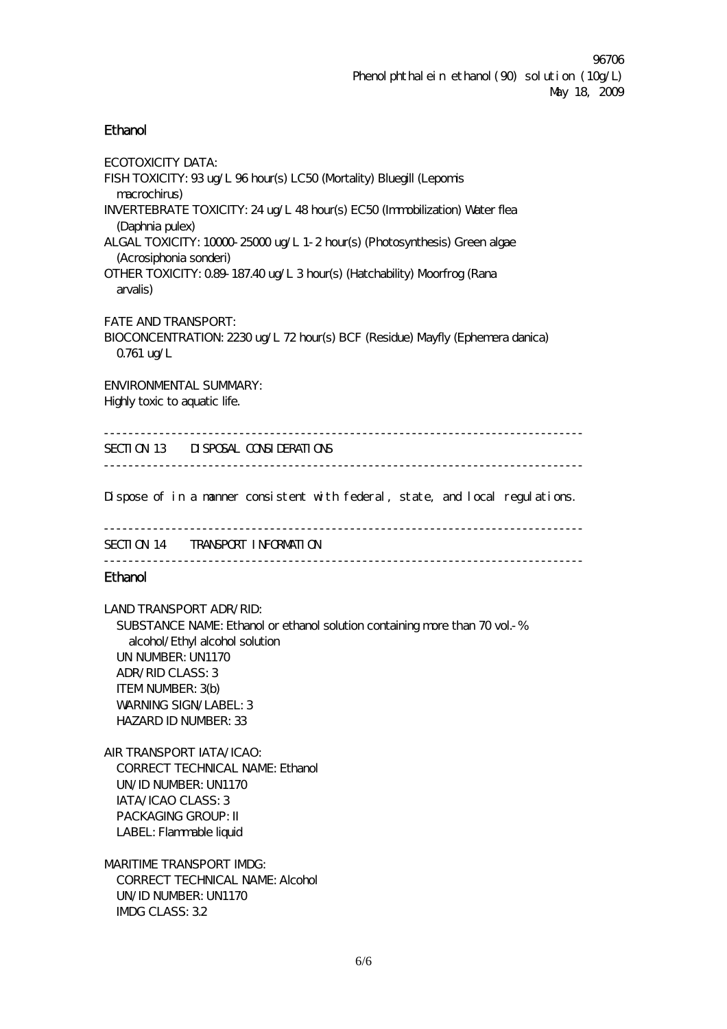## Ethanol

ECOTOXICITY DATA:
FISH TOXICITY: 93 ug/L 96 hour(s) LC50 (Mortality) Bluegill (Lepomis macrochirus)
INVERTEBRATE TOXICITY: 24 ug/L 48 hour(s) EC50 (Immobilization) Water flea (Daphnia pulex)
ALGAL TOXICITY: 10000-25000 ug/L 1-2 hour(s) (Photosynthesis) Green algae (Acrosiphonia sonderi)
OTHER TOXICITY: 0.89-187.40 ug/L 3 hour(s) (Hatchability) Moorfrog (Rana arvalis)

FATE AND TRANSPORT:
BIOCONCENTRATION: 2230 ug/L 72 hour(s) BCF (Residue) Mayfly (Ephemera danica) 0.761 ug/L

ENVIRONMENTAL SUMMARY:
Highly toxic to aquatic life.

---

## SECTION 13 DISPOSAL CONSIDERATIONS

---

Dispose of in a manner consistent with federal, state, and local regulations.

---

## SECTION 14 TRANSPORT INFORMATION

---

## Ethanol

LAND TRANSPORT ADR/RID:
- SUBSTANCE NAME: Ethanol or ethanol solution containing more than 70 vol.-% alcohol/Ethyl alcohol solution
- UN NUMBER: UN1170
- ADR/RID CLASS: 3
- ITEM NUMBER: 3(b)
- WARNING SIGN/LABEL: 3
- HAZARD ID NUMBER: 33

AIR TRANSPORT IATA/ICAO:
- CORRECT TECHNICAL NAME: Ethanol
- UN/ID NUMBER: UN1170
- IATA/ICAO CLASS: 3
- PACKAGING GROUP: II
- LABEL: Flammable liquid

MARITIME TRANSPORT IMDG:
- CORRECT TECHNICAL NAME: Alcohol
- UN/ID NUMBER: UN1170
- IMDG CLASS: 3.2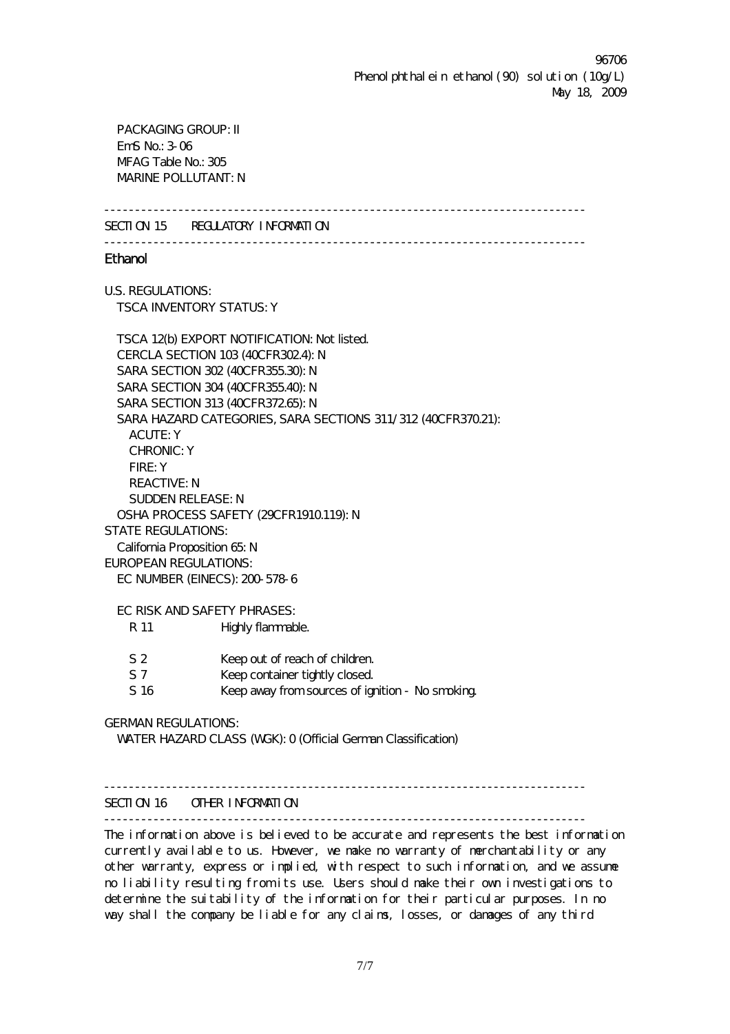PACKAGING GROUP: II
EmS No.: 3-06
MFAG Table No.: 305
MARINE POLLUTANT: N

---

## SECTION 15 REGULATORY INFORMATION

---

**Ethanol**

U.S. REGULATIONS:
TSCA INVENTORY STATUS: Y

TSCA 12(b) EXPORT NOTIFICATION: Not listed.
CERCLA SECTION 103 (40CFR302.4): N
SARA SECTION 302 (40CFR355.30): N
SARA SECTION 304 (40CFR355.40): N
SARA SECTION 313 (40CFR372.65): N
SARA HAZARD CATEGORIES, SARA SECTIONS 311/312 (40CFR370.21):
ACUTE: Y
CHRONIC: Y
FIRE: Y
REACTIVE: N
SUDDEN RELEASE: N
OSHA PROCESS SAFETY (29CFR1910.119): N

STATE REGULATIONS:
California Proposition 65: N

EUROPEAN REGULATIONS:
EC NUMBER (EINECS): 200-578-6

EC RISK AND SAFETY PHRASES:

| | |
|---|---|
| R 11 | Highly flammable. |
| S 2 | Keep out of reach of children. |
| S 7 | Keep container tightly closed. |
| S 16 | Keep away from sources of ignition - No smoking. |

GERMAN REGULATIONS:
WATER HAZARD CLASS (WGK): 0 (Official German Classification)

---

## SECTION 16 OTHER INFORMATION

---

The information above is believed to be accurate and represents the best information currently available to us. However, we make no warranty of merchantability or any other warranty, express or implied, with respect to such information, and we assume no liability resulting from its use. Users should make their own investigations to determine the suitability of the information for their particular purposes. In no way shall the company be liable for any claims, losses, or damages of any third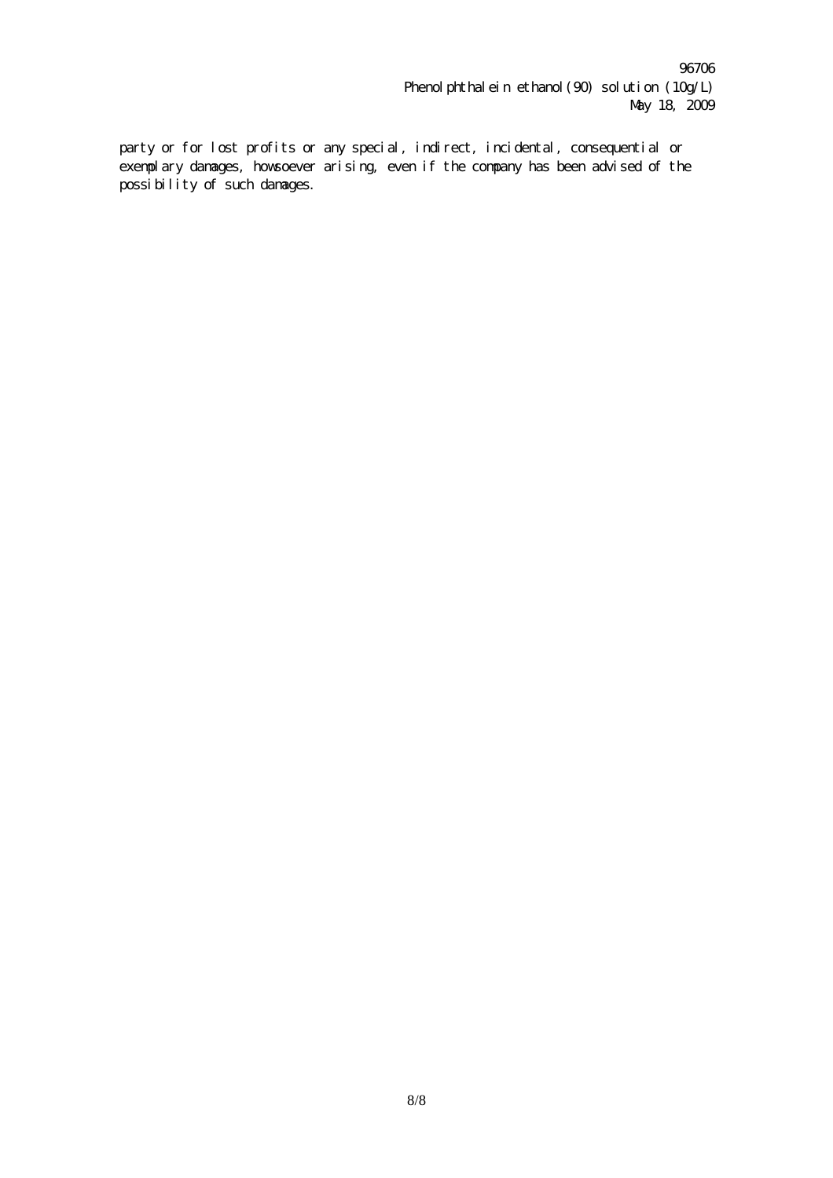party or for lost profits or any special, indirect, incidental, consequential or exemplary damages, howsoever arising, even if the company has been advised of the possibility of such damages.